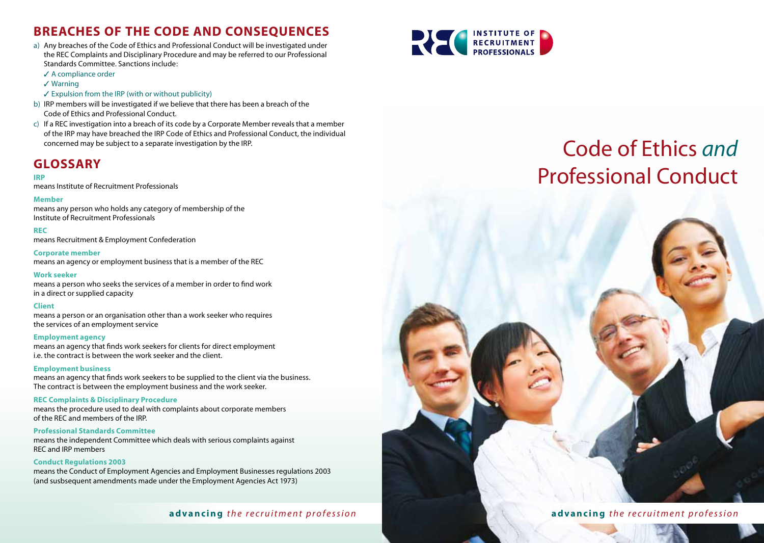## BREACHES OF THE CODE AND CONSEQUENCES

a) Any breaches of the Code of Ethics and Professional Conduct will be investigated under the REC Complaints and Disciplinary Procedure and may be referred to our Professional Standards Committee. Sanctions include:
   - ✓ A compliance order
   - ✓ Warning
   - ✓ Expulsion from the IRP (with or without publicity)

b) IRP members will be investigated if we believe that there has been a breach of the Code of Ethics and Professional Conduct.

c) If a REC investigation into a breach of its code by a Corporate Member reveals that a member of the IRP may have breached the IRP Code of Ethics and Professional Conduct, the individual concerned may be subject to a separate investigation by the IRP.

## GLOSSARY

**IRP**
means Institute of Recruitment Professionals

**Member**
means any person who holds any category of membership of the Institute of Recruitment Professionals

**REC**
means Recruitment & Employment Confederation

**Corporate member**
means an agency or employment business that is a member of the REC

**Work seeker**
means a person who seeks the services of a member in order to find work in a direct or supplied capacity

**Client**
means a person or an organisation other than a work seeker who requires the services of an employment service

**Employment agency**
means an agency that finds work seekers for clients for direct employment i.e. the contract is between the work seeker and the client.

**Employment business**
means an agency that finds work seekers to be supplied to the client via the business. The contract is between the employment business and the work seeker.

**REC Complaints & Disciplinary Procedure**
means the procedure used to deal with complaints about corporate members of the REC and members of the IRP.

**Professional Standards Committee**
means the independent Committee which deals with serious complaints against REC and IRP members

**Conduct Regulations 2003**
means the Conduct of Employment Agencies and Employment Businesses regulations 2003 (and susbsequent amendments made under the Employment Agencies Act 1973)

**advancing** *the recruitment profession*

INSTITUTE OF RECRUITMENT PROFESSIONALS

# Code of Ethics *and* Professional Conduct

**advancing** *the recruitment profession*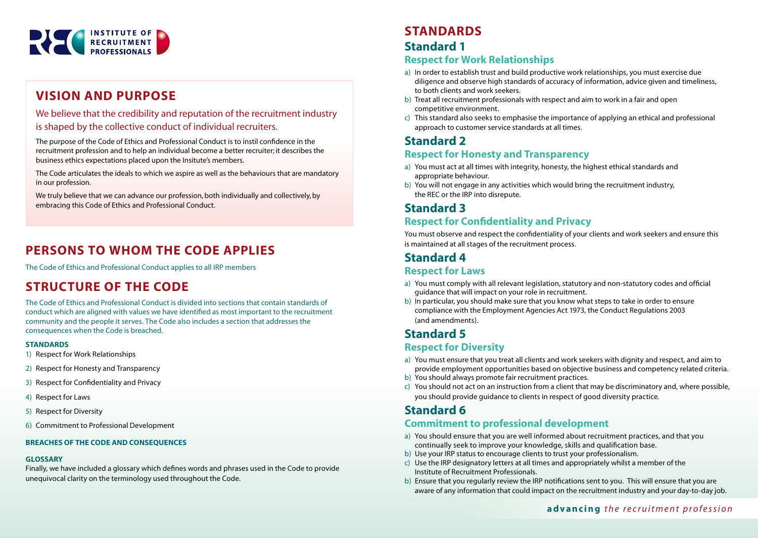INSTITUTE OF RECRUITMENT PROFESSIONALS

## VISION AND PURPOSE

We believe that the credibility and reputation of the recruitment industry is shaped by the collective conduct of individual recruiters.

The purpose of the Code of Ethics and Professional Conduct is to instil confidence in the recruitment profession and to help an individual become a better recruiter; it describes the business ethics expectations placed upon the Insitute's members.

The Code articulates the ideals to which we aspire as well as the behaviours that are mandatory in our profession.

We truly believe that we can advance our profession, both individually and collectively, by embracing this Code of Ethics and Professional Conduct.

## PERSONS TO WHOM THE CODE APPLIES

The Code of Ethics and Professional Conduct applies to all IRP members

## STRUCTURE OF THE CODE

The Code of Ethics and Professional Conduct is divided into sections that contain standards of conduct which are aligned with values we have identified as most important to the recruitment community and the people it serves. The Code also includes a section that addresses the consequences when the Code is breached.

**STANDARDS**

1) Respect for Work Relationships
2) Respect for Honesty and Transparency
3) Respect for Confidentiality and Privacy
4) Respect for Laws
5) Respect for Diversity
6) Commitment to Professional Development

**BREACHES OF THE CODE AND CONSEQUENCES**

**GLOSSARY**

Finally, we have included a glossary which defines words and phrases used in the Code to provide unequivocal clarity on the terminology used throughout the Code.

# STANDARDS

## Standard 1

### Respect for Work Relationships

a) In order to establish trust and build productive work relationships, you must exercise due diligence and observe high standards of accuracy of information, advice given and timeliness, to both clients and work seekers.
b) Treat all recruitment professionals with respect and aim to work in a fair and open competitive environment.
c) This standard also seeks to emphasise the importance of applying an ethical and professional approach to customer service standards at all times.

## Standard 2

### Respect for Honesty and Transparency

a) You must act at all times with integrity, honesty, the highest ethical standards and appropriate behaviour.
b) You will not engage in any activities which would bring the recruitment industry, the REC or the IRP into disrepute.

## Standard 3

### Respect for Confidentiality and Privacy

You must observe and respect the confidentiality of your clients and work seekers and ensure this is maintained at all stages of the recruitment process.

## Standard 4

### Respect for Laws

a) You must comply with all relevant legislation, statutory and non-statutory codes and official guidance that will impact on your role in recruitment.
b) In particular, you should make sure that you know what steps to take in order to ensure compliance with the Employment Agencies Act 1973, the Conduct Regulations 2003 (and amendments).

## Standard 5

### Respect for Diversity

a) You must ensure that you treat all clients and work seekers with dignity and respect, and aim to provide employment opportunities based on objective business and competency related criteria.
b) You should always promote fair recruitment practices.
c) You should not act on an instruction from a client that may be discriminatory and, where possible, you should provide guidance to clients in respect of good diversity practice.

## Standard 6

### Commitment to professional development

a) You should ensure that you are well informed about recruitment practices, and that you continually seek to improve your knowledge, skills and qualification base.
b) Use your IRP status to encourage clients to trust your professionalism.
c) Use the IRP designatory letters at all times and appropriately whilst a member of the Institute of Recruitment Professionals.
b) Ensure that you regularly review the IRP notifications sent to you. This will ensure that you are aware of any information that could impact on the recruitment industry and your day-to-day job.

**advancing** *the recruitment profession*